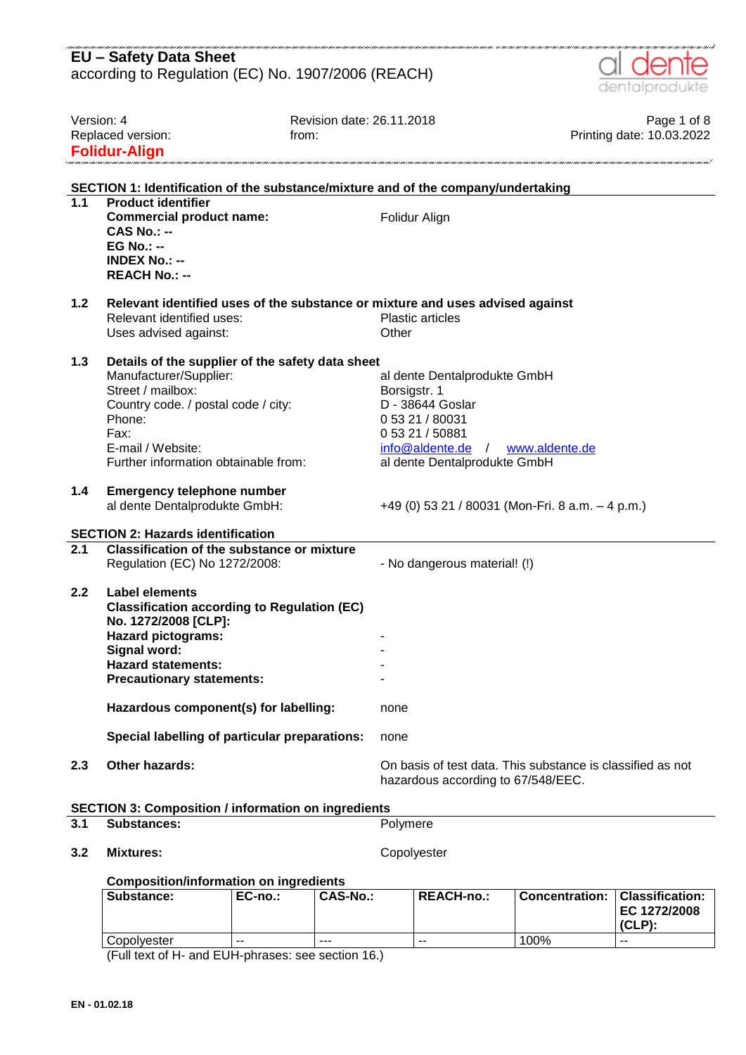# EU – Safety Data Sheet

according to Regulation (EC) No. 1907/2006 (REACH)

Version: 4 Revision date: 26.11.2018
Replaced version: from: Printing date: 10.03.2022

**Folidur-Align**

## SECTION 1: Identification of the substance/mixture and of the company/undertaking

**1.1 Product identifier**

**Commercial product name:** Folidur Align
**CAS No.: --**
**EG No.: --**
**INDEX No.: --**
**REACH No.: --**

**1.2 Relevant identified uses of the substance or mixture and uses advised against**

Relevant identified uses: Plastic articles
Uses advised against: Other

**1.3 Details of the supplier of the safety data sheet**

Manufacturer/Supplier: al dente Dentalprodukte GmbH
Street / mailbox: Borsigstr. 1
Country code. / postal code / city: D - 38644 Goslar
Phone: 0 53 21 / 80031
Fax: 0 53 21 / 50881
E-mail / Website: info@aldente.de / www.aldente.de
Further information obtainable from: al dente Dentalprodukte GmbH

**1.4 Emergency telephone number**

al dente Dentalprodukte GmbH: +49 (0) 53 21 / 80031 (Mon-Fri. 8 a.m. – 4 p.m.)

## SECTION 2: Hazards identification

**2.1 Classification of the substance or mixture**

Regulation (EC) No 1272/2008: - No dangerous material! (!)

**2.2 Label elements**

**Classification according to Regulation (EC) No. 1272/2008 [CLP]:**
**Hazard pictograms:** -
**Signal word:** -
**Hazard statements:** -
**Precautionary statements:** -

**Hazardous component(s) for labelling:** none

**Special labelling of particular preparations:** none

**2.3 Other hazards:** On basis of test data. This substance is classified as not hazardous according to 67/548/EEC.

## SECTION 3: Composition / information on ingredients

**3.1 Substances:** Polymere

**3.2 Mixtures:** Copolyester

**Composition/information on ingredients**

| Substance: | EC-no.: | CAS-No.: | REACH-no.: | Concentration: | Classification: EC 1272/2008 (CLP): |
|---|---|---|---|---|---|
| Copolyester | -- | --- | -- | 100% | -- |

(Full text of H- and EUH-phrases: see section 16.)

EN - 01.02.18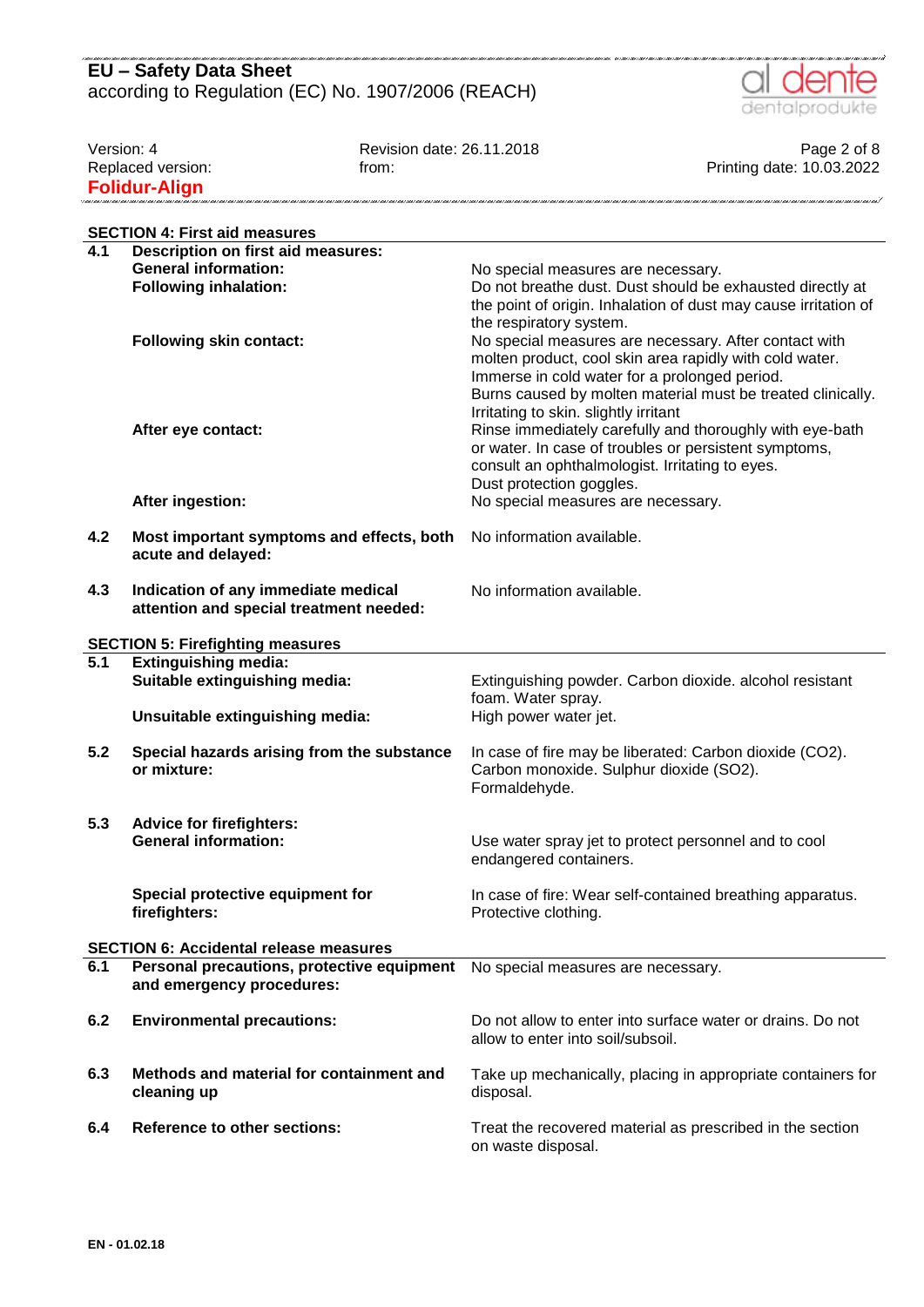## SECTION 4: First aid measures

| | | |
|---|---|---|
| **4.1** | **Description on first aid measures:** | |
| | **General information:** | No special measures are necessary. |
| | **Following inhalation:** | Do not breathe dust. Dust should be exhausted directly at the point of origin. Inhalation of dust may cause irritation of the respiratory system. |
| | **Following skin contact:** | No special measures are necessary. After contact with molten product, cool skin area rapidly with cold water. Immerse in cold water for a prolonged period. Burns caused by molten material must be treated clinically. Irritating to skin. slightly irritant |
| | **After eye contact:** | Rinse immediately carefully and thoroughly with eye-bath or water. In case of troubles or persistent symptoms, consult an ophthalmologist. Irritating to eyes. Dust protection goggles. |
| | **After ingestion:** | No special measures are necessary. |
| **4.2** | **Most important symptoms and effects, both acute and delayed:** | No information available. |
| **4.3** | **Indication of any immediate medical attention and special treatment needed:** | No information available. |

## SECTION 5: Firefighting measures

| | | |
|---|---|---|
| **5.1** | **Extinguishing media:** | |
| | **Suitable extinguishing media:** | Extinguishing powder. Carbon dioxide. alcohol resistant foam. Water spray. |
| | **Unsuitable extinguishing media:** | High power water jet. |
| **5.2** | **Special hazards arising from the substance or mixture:** | In case of fire may be liberated: Carbon dioxide ($CO_2$). Carbon monoxide. Sulphur dioxide ($SO_2$). Formaldehyde. |
| **5.3** | **Advice for firefighters:** | |
| | **General information:** | Use water spray jet to protect personnel and to cool endangered containers. |
| | **Special protective equipment for firefighters:** | In case of fire: Wear self-contained breathing apparatus. Protective clothing. |

## SECTION 6: Accidental release measures

| | | |
|---|---|---|
| **6.1** | **Personal precautions, protective equipment and emergency procedures:** | No special measures are necessary. |
| **6.2** | **Environmental precautions:** | Do not allow to enter into surface water or drains. Do not allow to enter into soil/subsoil. |
| **6.3** | **Methods and material for containment and cleaning up** | Take up mechanically, placing in appropriate containers for disposal. |
| **6.4** | **Reference to other sections:** | Treat the recovered material as prescribed in the section on waste disposal. |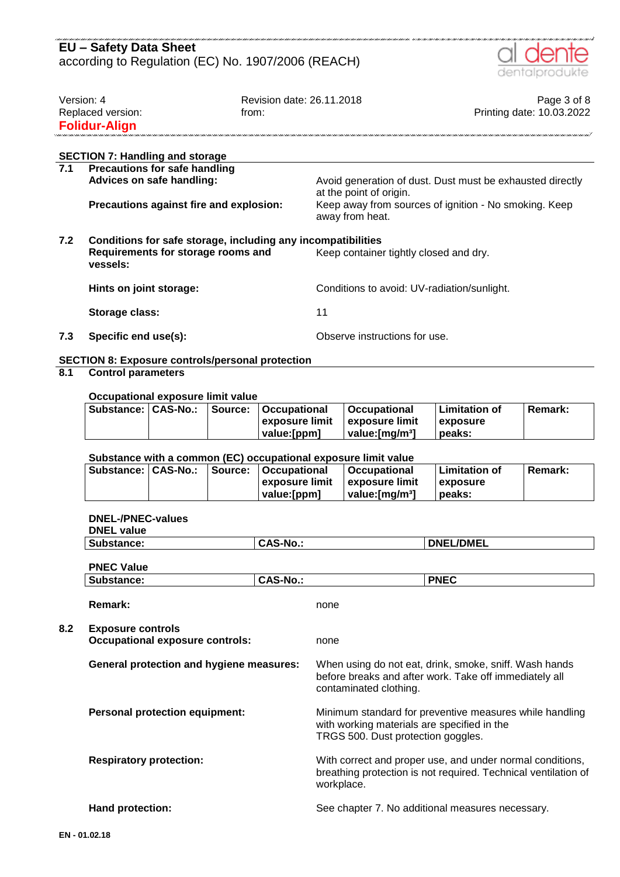## SECTION 7: Handling and storage

**7.1 Precautions for safe handling**

**Advices on safe handling:** Avoid generation of dust. Dust must be exhausted directly at the point of origin.

**Precautions against fire and explosion:** Keep away from sources of ignition - No smoking. Keep away from heat.

**7.2 Conditions for safe storage, including any incompatibilities**

**Requirements for storage rooms and vessels:** Keep container tightly closed and dry.

**Hints on joint storage:** Conditions to avoid: UV-radiation/sunlight.

**Storage class:** 11

**7.3 Specific end use(s):** Observe instructions for use.

## SECTION 8: Exposure controls/personal protection

**8.1 Control parameters**

**Occupational exposure limit value**

| Substance: | CAS-No.: | Source: | Occupational exposure limit value:[ppm] | Occupational exposure limit value:[mg/m³] | Limitation of exposure peaks: | Remark: |
|---|---|---|---|---|---|---|

**Substance with a common (EC) occupational exposure limit value**

| Substance: | CAS-No.: | Source: | Occupational exposure limit value:[ppm] | Occupational exposure limit value:[mg/m³] | Limitation of exposure peaks: | Remark: |
|---|---|---|---|---|---|---|

**DNEL-/PNEC-values**

**DNEL value**

| Substance: | CAS-No.: | DNEL/DMEL |
|---|---|---|

**PNEC Value**

| Substance: | CAS-No.: | PNEC |
|---|---|---|

**Remark:** none

**8.2 Exposure controls**

**Occupational exposure controls:** none

**General protection and hygiene measures:** When using do not eat, drink, smoke, sniff. Wash hands before breaks and after work. Take off immediately all contaminated clothing.

**Personal protection equipment:** Minimum standard for preventive measures while handling with working materials are specified in the TRGS 500. Dust protection goggles.

**Respiratory protection:** With correct and proper use, and under normal conditions, breathing protection is not required. Technical ventilation of workplace.

**Hand protection:** See chapter 7. No additional measures necessary.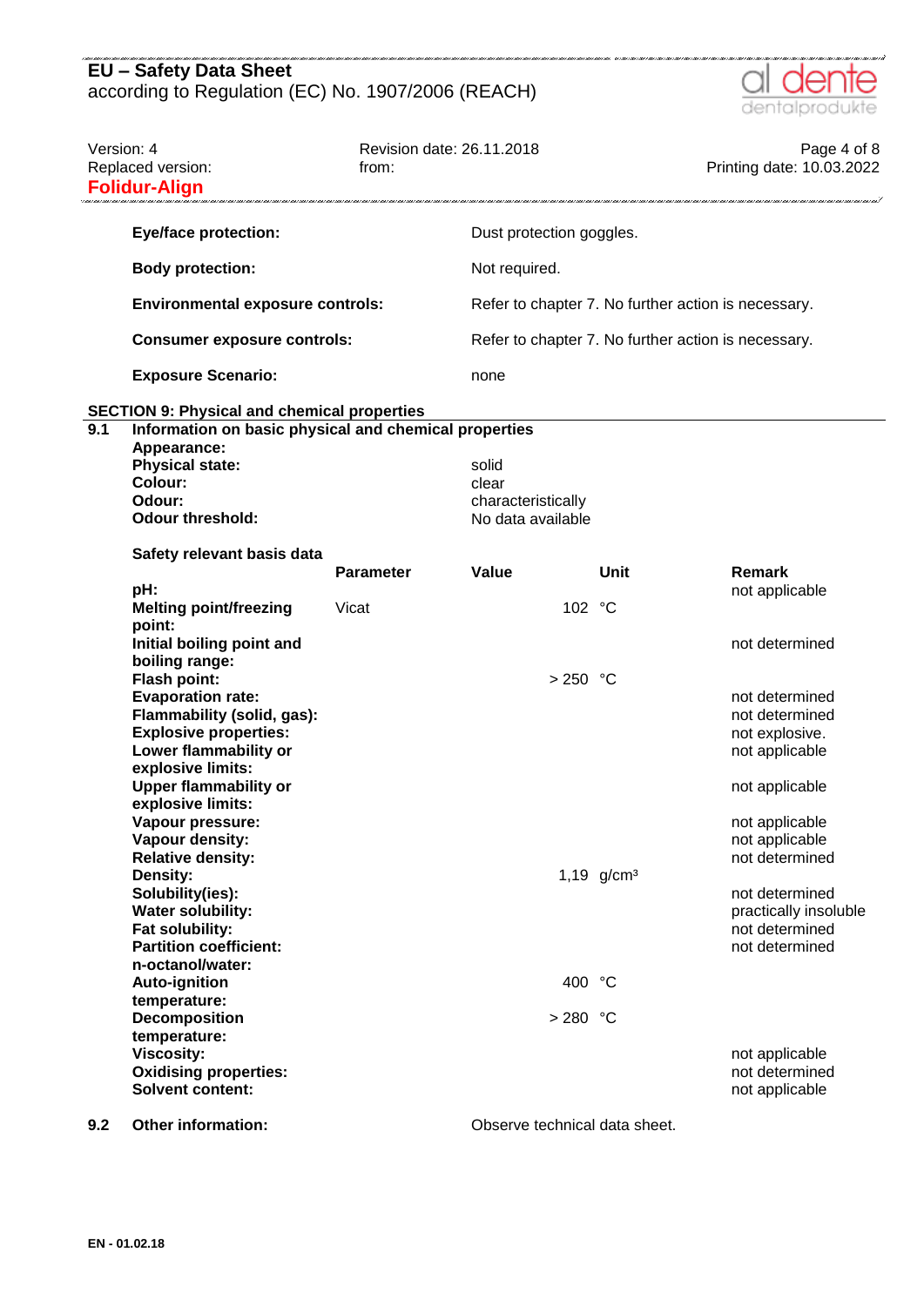| | |
|---|---|
| **Eye/face protection:** | Dust protection goggles. |
| **Body protection:** | Not required. |
| **Environmental exposure controls:** | Refer to chapter 7. No further action is necessary. |
| **Consumer exposure controls:** | Refer to chapter 7. No further action is necessary. |
| **Exposure Scenario:** | none |

## SECTION 9: Physical and chemical properties

### 9.1 Information on basic physical and chemical properties

**Appearance:**

| | |
|---|---|
| **Physical state:** | solid |
| **Colour:** | clear |
| **Odour:** | characteristically |
| **Odour threshold:** | No data available |

**Safety relevant basis data**

| | Parameter | Value | Unit | Remark |
|---|---|---|---|---|
| **pH:** | | | | not applicable |
| **Melting point/freezing point:** | Vicat | 102 | °C | |
| **Initial boiling point and boiling range:** | | | | not determined |
| **Flash point:** | | > 250 | °C | |
| **Evaporation rate:** | | | | not determined |
| **Flammability (solid, gas):** | | | | not determined |
| **Explosive properties:** | | | | not explosive. |
| **Lower flammability or explosive limits:** | | | | not applicable |
| **Upper flammability or explosive limits:** | | | | not applicable |
| **Vapour pressure:** | | | | not applicable |
| **Vapour density:** | | | | not applicable |
| **Relative density:** | | | | not determined |
| **Density:** | | 1,19 | $g/cm^3$ | |
| **Solubility(ies):** | | | | not determined |
| **Water solubility:** | | | | practically insoluble |
| **Fat solubility:** | | | | not determined |
| **Partition coefficient: n-octanol/water:** | | | | not determined |
| **Auto-ignition temperature:** | | 400 | °C | |
| **Decomposition temperature:** | | > 280 | °C | |
| **Viscosity:** | | | | not applicable |
| **Oxidising properties:** | | | | not determined |
| **Solvent content:** | | | | not applicable |

### 9.2 Other information:

Observe technical data sheet.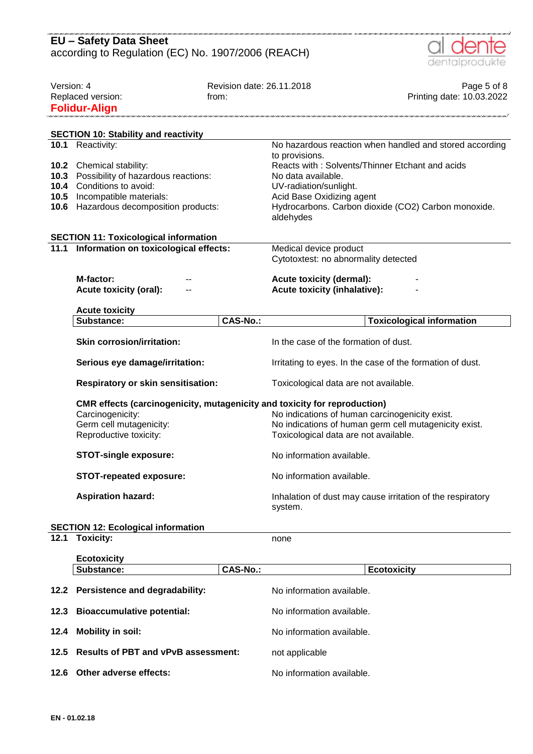## SECTION 10: Stability and reactivity

| | | |
|---|---|---|
| **10.1** | Reactivity: | No hazardous reaction when handled and stored according to provisions. |
| **10.2** | Chemical stability: | Reacts with : Solvents/Thinner Etchant and acids |
| **10.3** | Possibility of hazardous reactions: | No data available. |
| **10.4** | Conditions to avoid: | UV-radiation/sunlight. |
| **10.5** | Incompatible materials: | Acid Base Oxidizing agent |
| **10.6** | Hazardous decomposition products: | Hydrocarbons. Carbon dioxide ($CO_2$) Carbon monoxide. aldehydes |

## SECTION 11: Toxicological information

**11.1 Information on toxicological effects:** Medical device product
Cytotoxtest: no abnormality detected

**M-factor:** --
**Acute toxicity (oral):** --
**Acute toxicity (dermal):** -
**Acute toxicity (inhalative):** -

**Acute toxicity**

| Substance: | CAS-No.: | Toxicological information |
|---|---|---|

**Skin corrosion/irritation:** In the case of the formation of dust.

**Serious eye damage/irritation:** Irritating to eyes. In the case of the formation of dust.

**Respiratory or skin sensitisation:** Toxicological data are not available.

**CMR effects (carcinogenicity, mutagenicity and toxicity for reproduction)**
Carcinogenicity: No indications of human carcinogenicity exist.
Germ cell mutagenicity: No indications of human germ cell mutagenicity exist.
Reproductive toxicity: Toxicological data are not available.

**STOT-single exposure:** No information available.

**STOT-repeated exposure:** No information available.

**Aspiration hazard:** Inhalation of dust may cause irritation of the respiratory system.

## SECTION 12: Ecological information

**12.1 Toxicity:** none

**Ecotoxicity**

| Substance: | CAS-No.: | Ecotoxicity |
|---|---|---|

**12.2 Persistence and degradability:** No information available.

**12.3 Bioaccumulative potential:** No information available.

**12.4 Mobility in soil:** No information available.

**12.5 Results of PBT and vPvB assessment:** not applicable

**12.6 Other adverse effects:** No information available.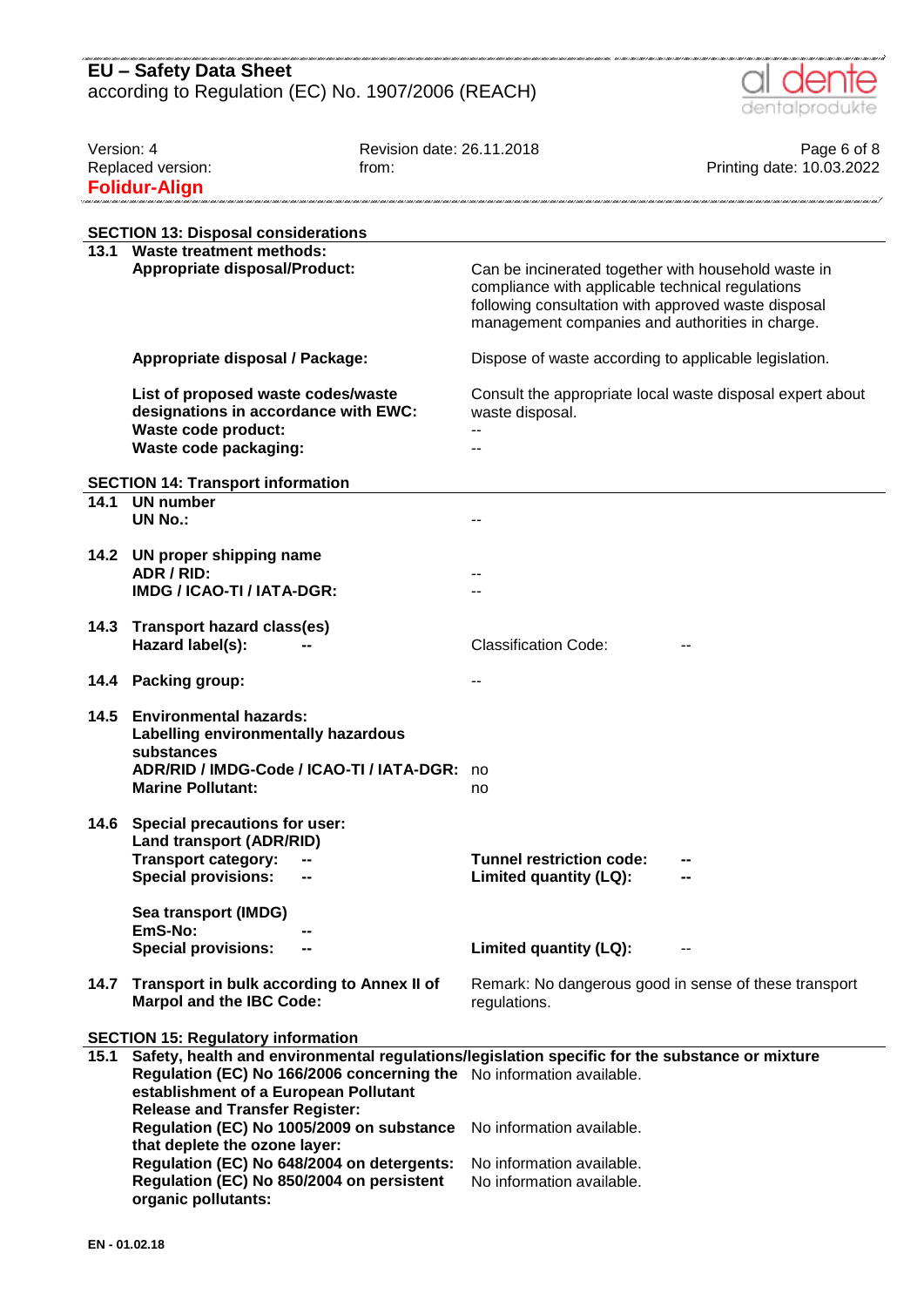## SECTION 13: Disposal considerations

**13.1 Waste treatment methods:**

| | |
|---|---|
| **Appropriate disposal/Product:** | Can be incinerated together with household waste in compliance with applicable technical regulations following consultation with approved waste disposal management companies and authorities in charge. |
| **Appropriate disposal / Package:** | Dispose of waste according to applicable legislation. |
| **List of proposed waste codes/waste designations in accordance with EWC:** | Consult the appropriate local waste disposal expert about waste disposal. |
| **Waste code product:** | -- |
| **Waste code packaging:** | -- |

## SECTION 14: Transport information

**14.1 UN number**

**UN No.:** --

**14.2 UN proper shipping name**

**ADR / RID:** --

**IMDG / ICAO-TI / IATA-DGR:** --

**14.3 Transport hazard class(es)**

**Hazard label(s):** -- Classification Code: --

**14.4 Packing group:** --

**14.5 Environmental hazards:**

**Labelling environmentally hazardous substances**

**ADR/RID / IMDG-Code / ICAO-TI / IATA-DGR:** no

**Marine Pollutant:** no

**14.6 Special precautions for user:**

**Land transport (ADR/RID)**

| | | | |
|---|---|---|---|
| **Transport category:** | -- | **Tunnel restriction code:** | -- |
| **Special provisions:** | -- | **Limited quantity (LQ):** | -- |

**Sea transport (IMDG)**

| | | | |
|---|---|---|---|
| **EmS-No:** | -- | | |
| **Special provisions:** | -- | **Limited quantity (LQ):** | -- |

**14.7 Transport in bulk according to Annex II of Marpol and the IBC Code:** Remark: No dangerous good in sense of these transport regulations.

## SECTION 15: Regulatory information

**15.1 Safety, health and environmental regulations/legislation specific for the substance or mixture**

| | |
|---|---|
| **Regulation (EC) No 166/2006 concerning the establishment of a European Pollutant Release and Transfer Register:** | No information available. |
| **Regulation (EC) No 1005/2009 on substance that deplete the ozone layer:** | No information available. |
| **Regulation (EC) No 648/2004 on detergents:** | No information available. |
| **Regulation (EC) No 850/2004 on persistent organic pollutants:** | No information available. |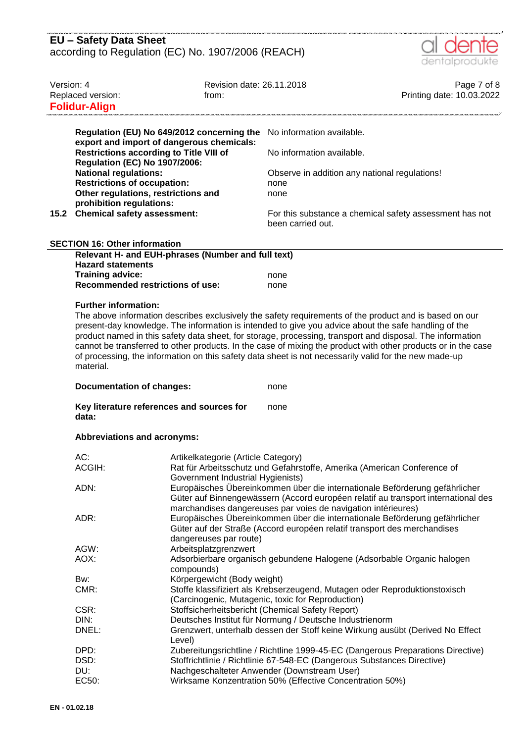| | |
|---|---|
| **Regulation (EU) No 649/2012 concerning the export and import of dangerous chemicals:** | No information available. |
| **Restrictions according to Title VIII of Regulation (EC) No 1907/2006:** | No information available. |
| **National regulations:** | Observe in addition any national regulations! |
| **Restrictions of occupation:** | none |
| **Other regulations, restrictions and prohibition regulations:** | none |
| **15.2 Chemical safety assessment:** | For this substance a chemical safety assessment has not been carried out. |

## SECTION 16: Other information

**Relevant H- and EUH-phrases (Number and full text)**

**Hazard statements**

| | |
|---|---|
| **Training advice:** | none |
| **Recommended restrictions of use:** | none |

**Further information:**

The above information describes exclusively the safety requirements of the product and is based on our present-day knowledge. The information is intended to give you advice about the safe handling of the product named in this safety data sheet, for storage, processing, transport and disposal. The information cannot be transferred to other products. In the case of mixing the product with other products or in the case of processing, the information on this safety data sheet is not necessarily valid for the new made-up material.

| | |
|---|---|
| **Documentation of changes:** | none |
| **Key literature references and sources for data:** | none |

**Abbreviations and acronyms:**

| | |
|---|---|
| AC: | Artikelkategorie (Article Category) |
| ACGIH: | Rat für Arbeitsschutz und Gefahrstoffe, Amerika (American Conference of Government Industrial Hygienists) |
| ADN: | Europäisches Übereinkommen über die internationale Beförderung gefährlicher Güter auf Binnengewässern (Accord européen relatif au transport international des marchandises dangereuses par voies de navigation intérieures) |
| ADR: | Europäisches Übereinkommen über die internationale Beförderung gefährlicher Güter auf der Straße (Accord européen relatif transport des merchandises dangereuses par route) |
| AGW: | Arbeitsplatzgrenzwert |
| AOX: | Adsorbierbare organisch gebundene Halogene (Adsorbable Organic halogen compounds) |
| Bw: | Körpergewicht (Body weight) |
| CMR: | Stoffe klassifiziert als Krebserzeugend, Mutagen oder Reproduktionstoxisch (Carcinogenic, Mutagenic, toxic for Reproduction) |
| CSR: | Stoffsicherheitsbericht (Chemical Safety Report) |
| DIN: | Deutsches Institut für Normung / Deutsche Industrienorm |
| DNEL: | Grenzwert, unterhalb dessen der Stoff keine Wirkung ausübt (Derived No Effect Level) |
| DPD: | Zubereitungsrichtline / Richtlinie 1999-45-EC (Dangerous Preparations Directive) |
| DSD: | Stoffrichtlinie / Richtlinie 67-548-EC (Dangerous Substances Directive) |
| DU: | Nachgeschalteter Anwender (Downstream User) |
| EC50: | Wirksame Konzentration 50% (Effective Concentration 50%) |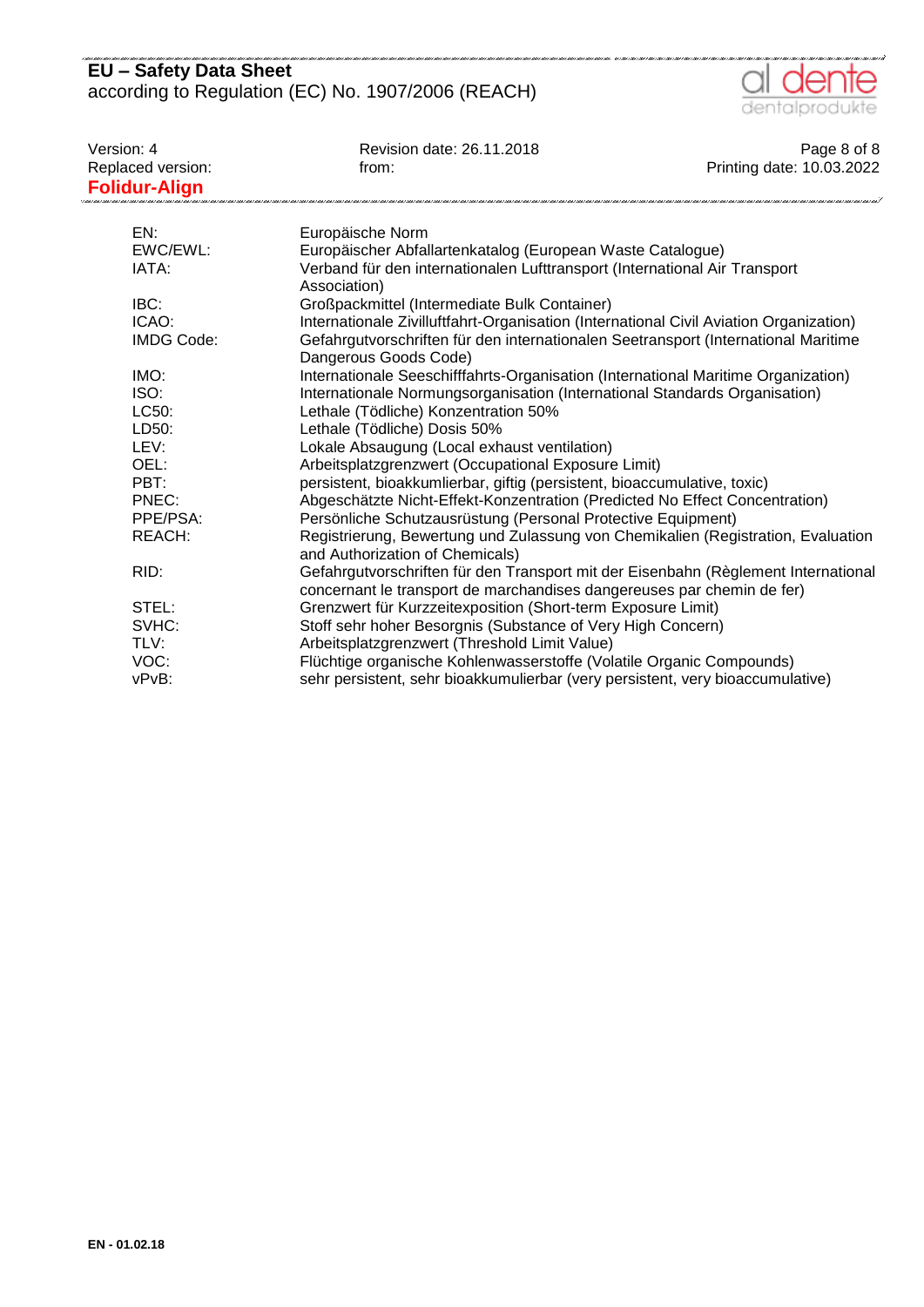| | |
|---|---|
| EN: | Europäische Norm |
| EWC/EWL: | Europäischer Abfallartenkatalog (European Waste Catalogue) |
| IATA: | Verband für den internationalen Lufttransport (International Air Transport Association) |
| IBC: | Großpackmittel (Intermediate Bulk Container) |
| ICAO: | Internationale Zivilluftfahrt-Organisation (International Civil Aviation Organization) |
| IMDG Code: | Gefahrgutvorschriften für den internationalen Seetransport (International Maritime Dangerous Goods Code) |
| IMO: | Internationale Seeschifffahrts-Organisation (International Maritime Organization) |
| ISO: | Internationale Normungsorganisation (International Standards Organisation) |
| LC50: | Lethale (Tödliche) Konzentration 50% |
| LD50: | Lethale (Tödliche) Dosis 50% |
| LEV: | Lokale Absaugung (Local exhaust ventilation) |
| OEL: | Arbeitsplatzgrenzwert (Occupational Exposure Limit) |
| PBT: | persistent, bioakkumlierbar, giftig (persistent, bioaccumulative, toxic) |
| PNEC: | Abgeschätzte Nicht-Effekt-Konzentration (Predicted No Effect Concentration) |
| PPE/PSA: | Persönliche Schutzausrüstung (Personal Protective Equipment) |
| REACH: | Registrierung, Bewertung und Zulassung von Chemikalien (Registration, Evaluation and Authorization of Chemicals) |
| RID: | Gefahrgutvorschriften für den Transport mit der Eisenbahn (Règlement International concernant le transport de marchandises dangereuses par chemin de fer) |
| STEL: | Grenzwert für Kurzzeitexposition (Short-term Exposure Limit) |
| SVHC: | Stoff sehr hoher Besorgnis (Substance of Very High Concern) |
| TLV: | Arbeitsplatzgrenzwert (Threshold Limit Value) |
| VOC: | Flüchtige organische Kohlenwasserstoffe (Volatile Organic Compounds) |
| vPvB: | sehr persistent, sehr bioakkumulierbar (very persistent, very bioaccumulative) |